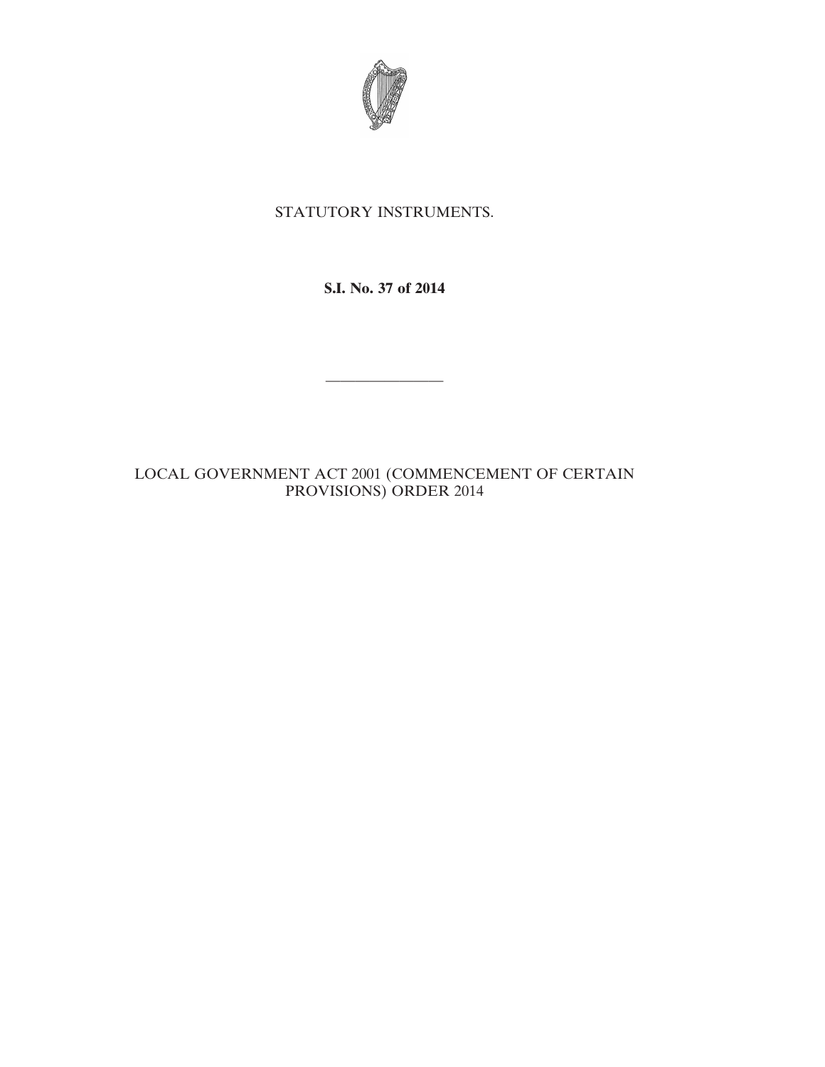STATUTORY INSTRUMENTS.

**S.I. No. 37 of 2014**

---

LOCAL GOVERNMENT ACT 2001 (COMMENCEMENT OF CERTAIN PROVISIONS) ORDER 2014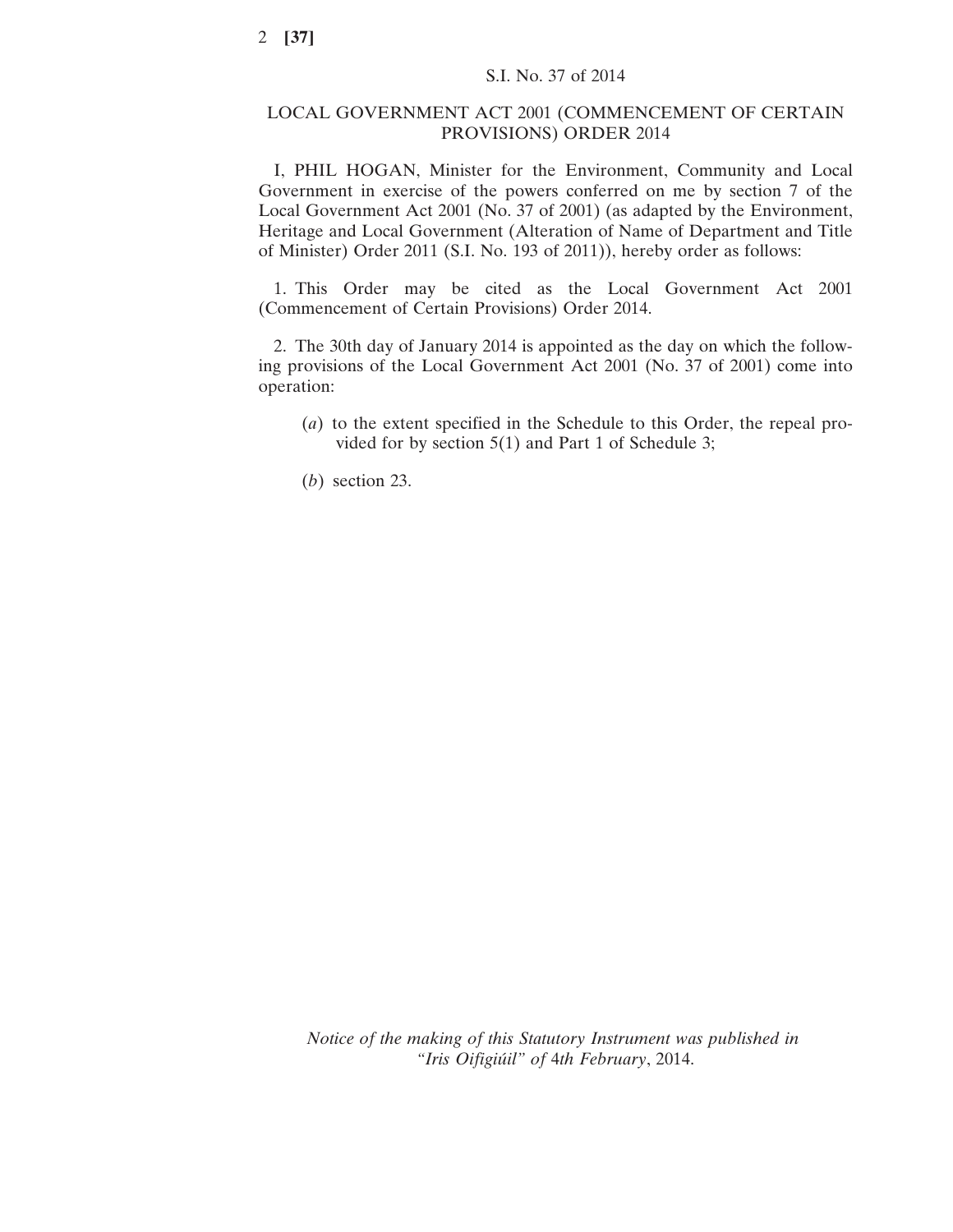S.I. No. 37 of 2014

## LOCAL GOVERNMENT ACT 2001 (COMMENCEMENT OF CERTAIN PROVISIONS) ORDER 2014

I, PHIL HOGAN, Minister for the Environment, Community and Local Government in exercise of the powers conferred on me by section 7 of the Local Government Act 2001 (No. 37 of 2001) (as adapted by the Environment, Heritage and Local Government (Alteration of Name of Department and Title of Minister) Order 2011 (S.I. No. 193 of 2011)), hereby order as follows:

1. This Order may be cited as the Local Government Act 2001 (Commencement of Certain Provisions) Order 2014.

2. The 30th day of January 2014 is appointed as the day on which the following provisions of the Local Government Act 2001 (No. 37 of 2001) come into operation:

(*a*) to the extent specified in the Schedule to this Order, the repeal provided for by section 5(1) and Part 1 of Schedule 3;

(*b*) section 23.

*Notice of the making of this Statutory Instrument was published in "Iris Oifigiúil" of* 4*th February*, 2014.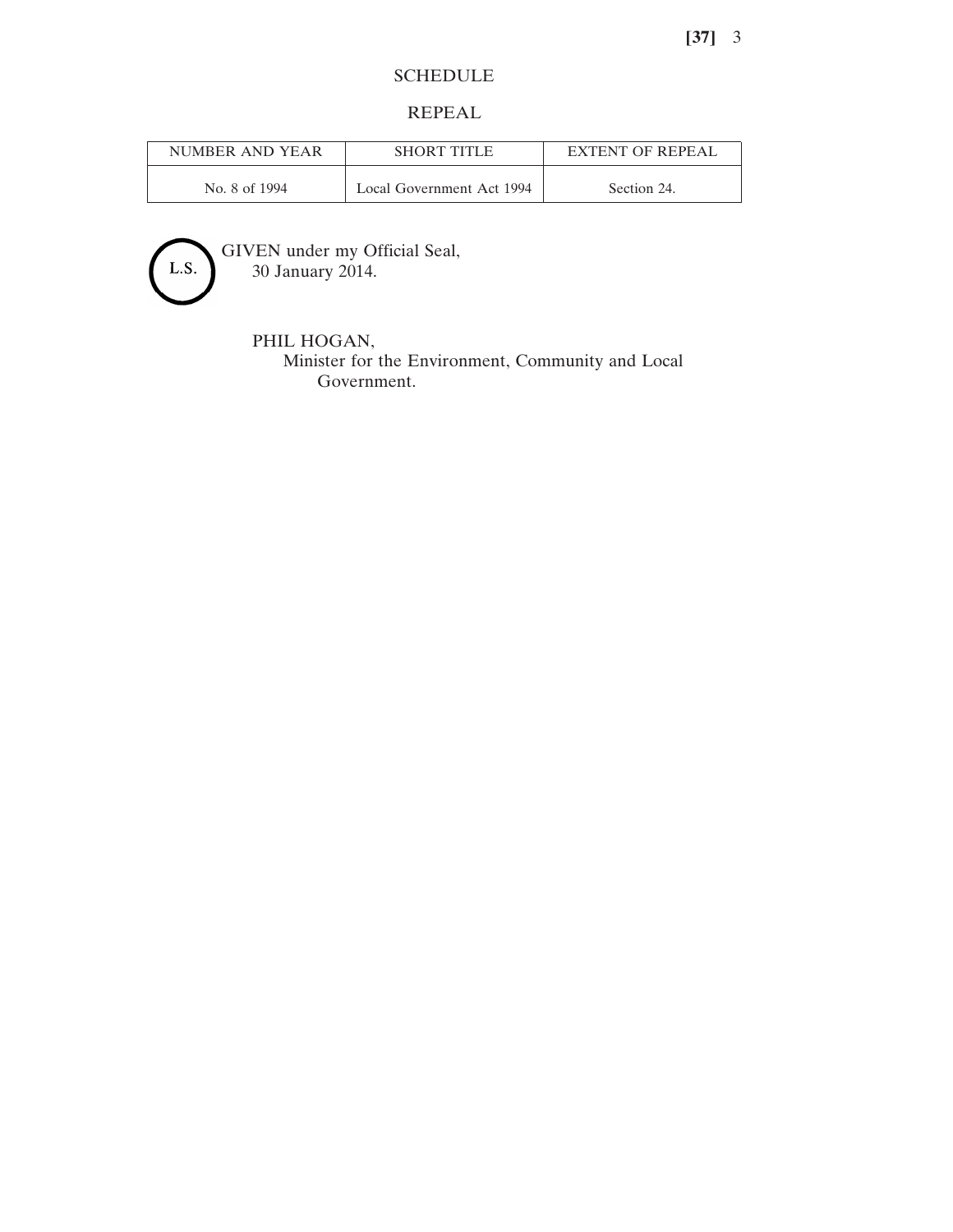## SCHEDULE

## REPEAL

| NUMBER AND YEAR | SHORT TITLE | EXTENT OF REPEAL |
|---|---|---|
| No. 8 of 1994 | Local Government Act 1994 | Section 24. |

L.S.

GIVEN under my Official Seal,
30 January 2014.

PHIL HOGAN,
Minister for the Environment, Community and Local Government.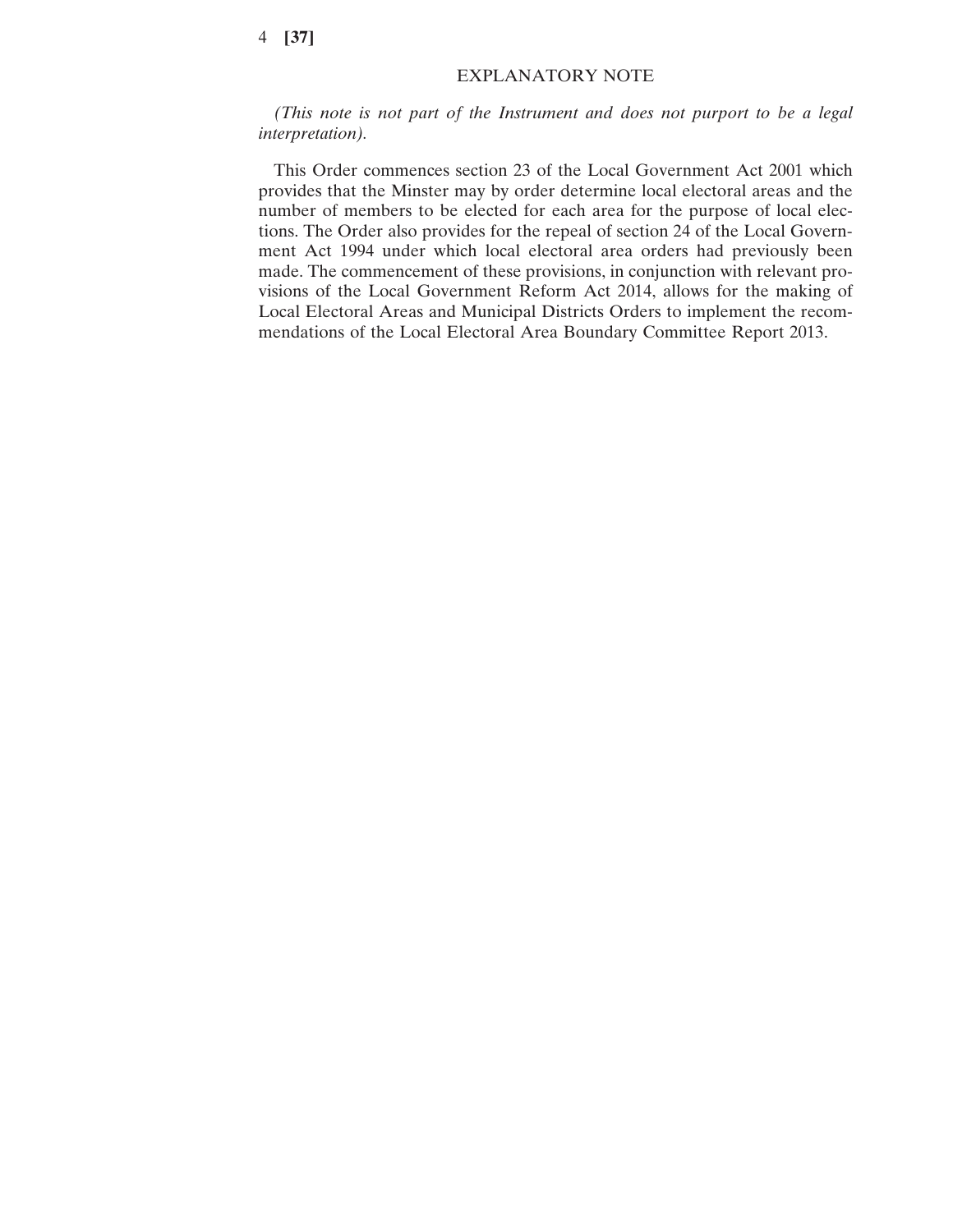## EXPLANATORY NOTE

*(This note is not part of the Instrument and does not purport to be a legal interpretation).*

This Order commences section 23 of the Local Government Act 2001 which provides that the Minster may by order determine local electoral areas and the number of members to be elected for each area for the purpose of local elections. The Order also provides for the repeal of section 24 of the Local Government Act 1994 under which local electoral area orders had previously been made. The commencement of these provisions, in conjunction with relevant provisions of the Local Government Reform Act 2014, allows for the making of Local Electoral Areas and Municipal Districts Orders to implement the recommendations of the Local Electoral Area Boundary Committee Report 2013.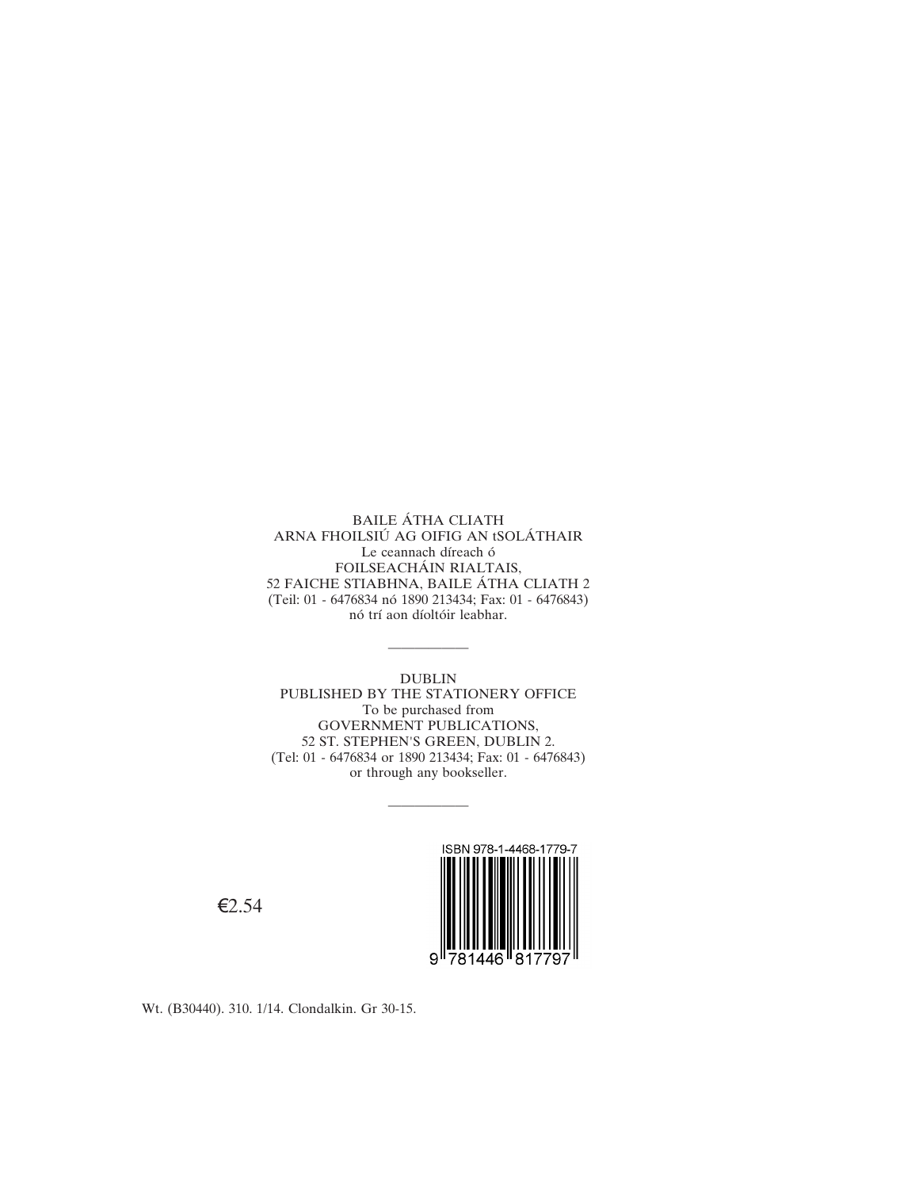BAILE ÁTHA CLIATH
ARNA FHOILSIÚ AG OIFIG AN tSOLÁTHAIR
Le ceannach díreach ó
FOILSEACHÁIN RIALTAIS,
52 FAICHE STIABHNA, BAILE ÁTHA CLIATH 2
(Teil: 01 - 6476834 nó 1890 213434; Fax: 01 - 6476843)
nó trí aon díoltóir leabhar.

---

DUBLIN
PUBLISHED BY THE STATIONERY OFFICE
To be purchased from
GOVERNMENT PUBLICATIONS,
52 ST. STEPHEN'S GREEN, DUBLIN 2.
(Tel: 01 - 6476834 or 1890 213434; Fax: 01 - 6476843)
or through any bookseller.

---

€2.54

ISBN 978-1-4468-1779-7

9 781446 817797

Wt. (B30440). 310. 1/14. Clondalkin. Gr 30-15.